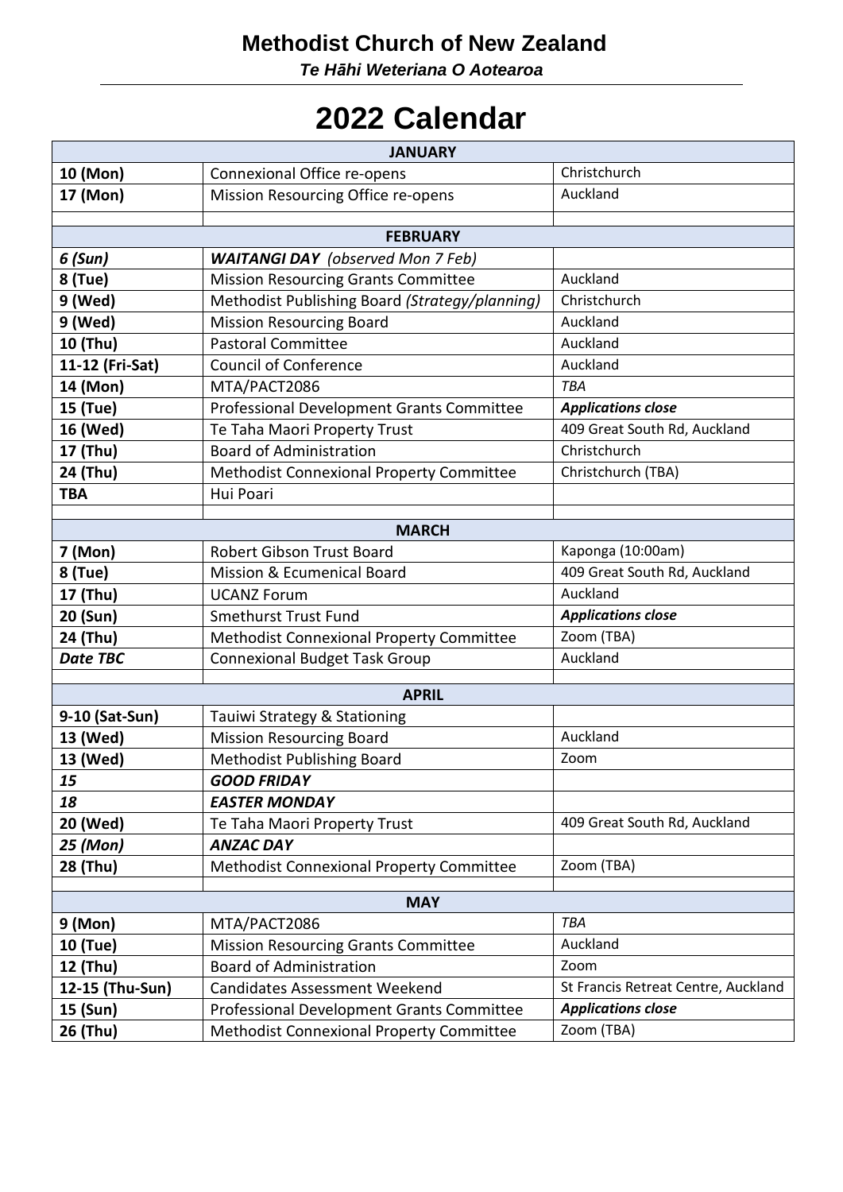# Methodist Church of New Zealand

***Te Hāhi Weteriana O Aotearoa***

# 2022 Calendar

| **JANUARY** | | |
|---|---|---|
| **10 (Mon)** | Connexional Office re-opens | Christchurch |
| **17 (Mon)** | Mission Resourcing Office re-opens | Auckland |
| | | |
| **FEBRUARY** | | |
| ***6 (Sun)*** | ***WAITANGI DAY** (observed Mon 7 Feb)* | |
| **8 (Tue)** | Mission Resourcing Grants Committee | Auckland |
| **9 (Wed)** | Methodist Publishing Board *(Strategy/planning)* | Christchurch |
| **9 (Wed)** | Mission Resourcing Board | Auckland |
| **10 (Thu)** | Pastoral Committee | Auckland |
| **11-12 (Fri-Sat)** | Council of Conference | Auckland |
| **14 (Mon)** | MTA/PACT2086 | *TBA* |
| **15 (Tue)** | Professional Development Grants Committee | ***Applications close*** |
| **16 (Wed)** | Te Taha Maori Property Trust | 409 Great South Rd, Auckland |
| **17 (Thu)** | Board of Administration | Christchurch |
| **24 (Thu)** | Methodist Connexional Property Committee | Christchurch (TBA) |
| **TBA** | Hui Poari | |
| | | |
| **MARCH** | | |
| **7 (Mon)** | Robert Gibson Trust Board | Kaponga (10:00am) |
| **8 (Tue)** | Mission & Ecumenical Board | 409 Great South Rd, Auckland |
| **17 (Thu)** | UCANZ Forum | Auckland |
| **20 (Sun)** | Smethurst Trust Fund | ***Applications close*** |
| **24 (Thu)** | Methodist Connexional Property Committee | Zoom (TBA) |
| ***Date TBC*** | Connexional Budget Task Group | Auckland |
| | | |
| **APRIL** | | |
| **9-10 (Sat-Sun)** | Tauiwi Strategy & Stationing | |
| **13 (Wed)** | Mission Resourcing Board | Auckland |
| **13 (Wed)** | Methodist Publishing Board | Zoom |
| ***15*** | ***GOOD FRIDAY*** | |
| ***18*** | ***EASTER MONDAY*** | |
| **20 (Wed)** | Te Taha Maori Property Trust | 409 Great South Rd, Auckland |
| ***25 (Mon)*** | ***ANZAC DAY*** | |
| **28 (Thu)** | Methodist Connexional Property Committee | Zoom (TBA) |
| | | |
| **MAY** | | |
| **9 (Mon)** | MTA/PACT2086 | *TBA* |
| **10 (Tue)** | Mission Resourcing Grants Committee | Auckland |
| **12 (Thu)** | Board of Administration | Zoom |
| **12-15 (Thu-Sun)** | Candidates Assessment Weekend | St Francis Retreat Centre, Auckland |
| **15 (Sun)** | Professional Development Grants Committee | ***Applications close*** |
| **26 (Thu)** | Methodist Connexional Property Committee | Zoom (TBA) |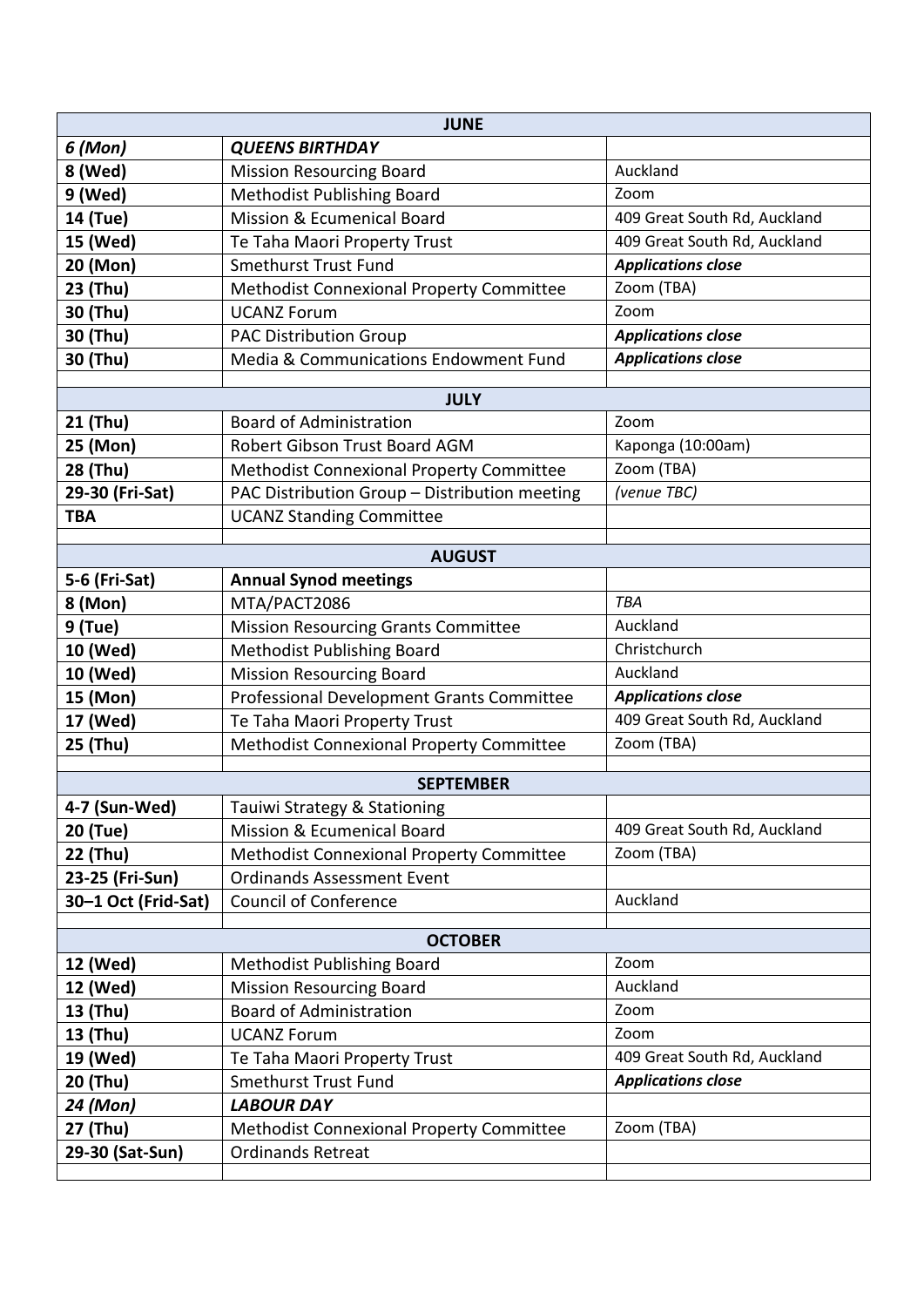| JUNE | | |
|---|---|---|
| ***6 (Mon)*** | ***QUEENS BIRTHDAY*** | |
| **8 (Wed)** | Mission Resourcing Board | Auckland |
| **9 (Wed)** | Methodist Publishing Board | Zoom |
| **14 (Tue)** | Mission & Ecumenical Board | 409 Great South Rd, Auckland |
| **15 (Wed)** | Te Taha Maori Property Trust | 409 Great South Rd, Auckland |
| **20 (Mon)** | Smethurst Trust Fund | ***Applications close*** |
| **23 (Thu)** | Methodist Connexional Property Committee | Zoom (TBA) |
| **30 (Thu)** | UCANZ Forum | Zoom |
| **30 (Thu)** | PAC Distribution Group | ***Applications close*** |
| **30 (Thu)** | Media & Communications Endowment Fund | ***Applications close*** |
| | | |
| **JULY** | | |
| **21 (Thu)** | Board of Administration | Zoom |
| **25 (Mon)** | Robert Gibson Trust Board AGM | Kaponga (10:00am) |
| **28 (Thu)** | Methodist Connexional Property Committee | Zoom (TBA) |
| **29-30 (Fri-Sat)** | PAC Distribution Group – Distribution meeting | *(venue TBC)* |
| **TBA** | UCANZ Standing Committee | |
| | | |
| **AUGUST** | | |
| **5-6 (Fri-Sat)** | **Annual Synod meetings** | |
| **8 (Mon)** | MTA/PACT2086 | *TBA* |
| **9 (Tue)** | Mission Resourcing Grants Committee | Auckland |
| **10 (Wed)** | Methodist Publishing Board | Christchurch |
| **10 (Wed)** | Mission Resourcing Board | Auckland |
| **15 (Mon)** | Professional Development Grants Committee | ***Applications close*** |
| **17 (Wed)** | Te Taha Maori Property Trust | 409 Great South Rd, Auckland |
| **25 (Thu)** | Methodist Connexional Property Committee | Zoom (TBA) |
| | | |
| **SEPTEMBER** | | |
| **4-7 (Sun-Wed)** | Tauiwi Strategy & Stationing | |
| **20 (Tue)** | Mission & Ecumenical Board | 409 Great South Rd, Auckland |
| **22 (Thu)** | Methodist Connexional Property Committee | Zoom (TBA) |
| **23-25 (Fri-Sun)** | Ordinands Assessment Event | |
| **30–1 Oct (Frid-Sat)** | Council of Conference | Auckland |
| | | |
| **OCTOBER** | | |
| **12 (Wed)** | Methodist Publishing Board | Zoom |
| **12 (Wed)** | Mission Resourcing Board | Auckland |
| **13 (Thu)** | Board of Administration | Zoom |
| **13 (Thu)** | UCANZ Forum | Zoom |
| **19 (Wed)** | Te Taha Maori Property Trust | 409 Great South Rd, Auckland |
| **20 (Thu)** | Smethurst Trust Fund | ***Applications close*** |
| ***24 (Mon)*** | ***LABOUR DAY*** | |
| **27 (Thu)** | Methodist Connexional Property Committee | Zoom (TBA) |
| **29-30 (Sat-Sun)** | Ordinands Retreat | |
| | | |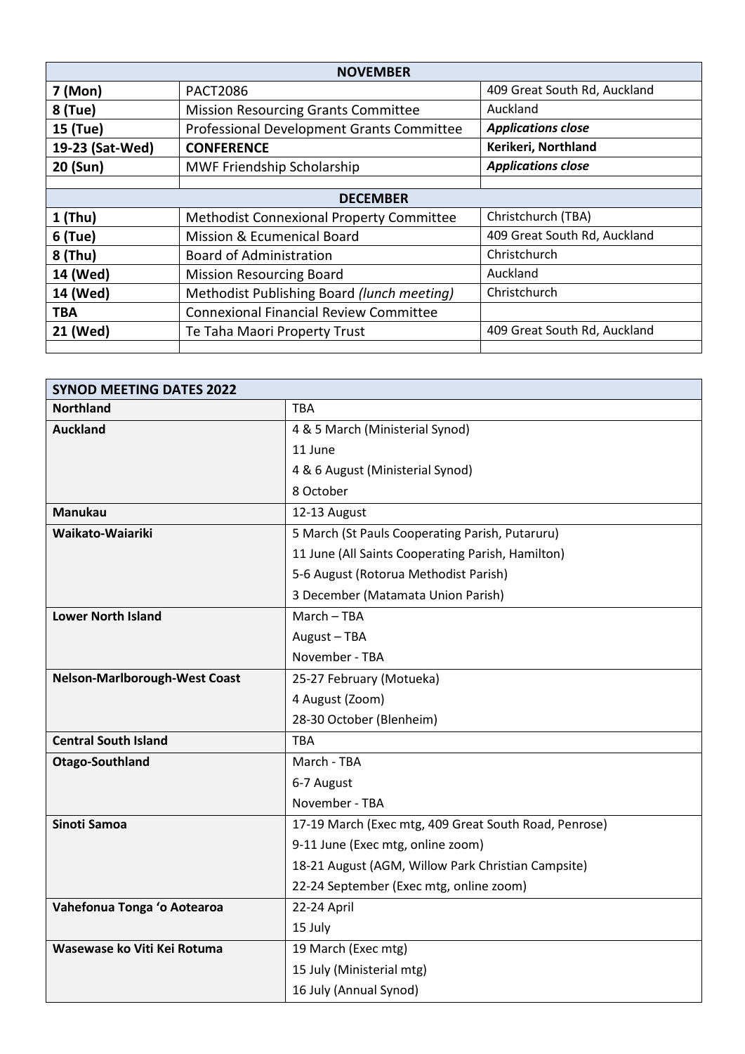| NOVEMBER | | |
|---|---|---|
| **7 (Mon)** | PACT2086 | 409 Great South Rd, Auckland |
| **8 (Tue)** | Mission Resourcing Grants Committee | Auckland |
| **15 (Tue)** | Professional Development Grants Committee | ***Applications close*** |
| **19-23 (Sat-Wed)** | **CONFERENCE** | **Kerikeri, Northland** |
| **20 (Sun)** | MWF Friendship Scholarship | ***Applications close*** |
| | | |
| **DECEMBER** | | |
| **1 (Thu)** | Methodist Connexional Property Committee | Christchurch (TBA) |
| **6 (Tue)** | Mission & Ecumenical Board | 409 Great South Rd, Auckland |
| **8 (Thu)** | Board of Administration | Christchurch |
| **14 (Wed)** | Mission Resourcing Board | Auckland |
| **14 (Wed)** | Methodist Publishing Board *(lunch meeting)* | Christchurch |
| **TBA** | Connexional Financial Review Committee | |
| **21 (Wed)** | Te Taha Maori Property Trust | 409 Great South Rd, Auckland |
| | | |

| SYNOD MEETING DATES 2022 | |
|---|---|
| **Northland** | TBA |
| **Auckland** | 4 & 5 March (Ministerial Synod)<br>11 June<br>4 & 6 August (Ministerial Synod)<br>8 October |
| **Manukau** | 12-13 August |
| **Waikato-Waiariki** | 5 March (St Pauls Cooperating Parish, Putaruru)<br>11 June (All Saints Cooperating Parish, Hamilton)<br>5-6 August (Rotorua Methodist Parish)<br>3 December (Matamata Union Parish) |
| **Lower North Island** | March – TBA<br>August – TBA<br>November - TBA |
| **Nelson-Marlborough-West Coast** | 25-27 February (Motueka)<br>4 August (Zoom)<br>28-30 October (Blenheim) |
| **Central South Island** | TBA |
| **Otago-Southland** | March - TBA<br>6-7 August<br>November - TBA |
| **Sinoti Samoa** | 17-19 March (Exec mtg, 409 Great South Road, Penrose)<br>9-11 June (Exec mtg, online zoom)<br>18-21 August (AGM, Willow Park Christian Campsite)<br>22-24 September (Exec mtg, online zoom) |
| **Vahefonua Tonga ʻo Aotearoa** | 22-24 April<br>15 July |
| **Wasewase ko Viti Kei Rotuma** | 19 March (Exec mtg)<br>15 July (Ministerial mtg)<br>16 July (Annual Synod) |